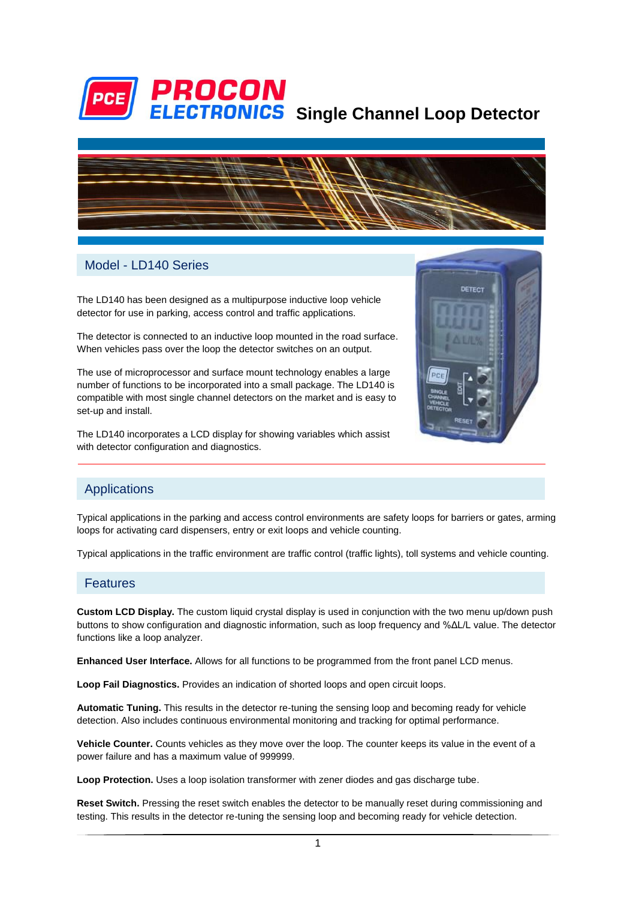# PROCON ELECTRONICS Single Channel Loop Detector

## Model - LD140 Series

The LD140 has been designed as a multipurpose inductive loop vehicle detector for use in parking, access control and traffic applications.

The detector is connected to an inductive loop mounted in the road surface. When vehicles pass over the loop the detector switches on an output.

The use of microprocessor and surface mount technology enables a large number of functions to be incorporated into a small package. The LD140 is compatible with most single channel detectors on the market and is easy to set-up and install.

The LD140 incorporates a LCD display for showing variables which assist with detector configuration and diagnostics.

## Applications

Typical applications in the parking and access control environments are safety loops for barriers or gates, arming loops for activating card dispensers, entry or exit loops and vehicle counting.

Typical applications in the traffic environment are traffic control (traffic lights), toll systems and vehicle counting.

## Features

**Custom LCD Display.** The custom liquid crystal display is used in conjunction with the two menu up/down push buttons to show configuration and diagnostic information, such as loop frequency and %ΔL/L value. The detector functions like a loop analyzer.

**Enhanced User Interface.** Allows for all functions to be programmed from the front panel LCD menus.

**Loop Fail Diagnostics.** Provides an indication of shorted loops and open circuit loops.

**Automatic Tuning.** This results in the detector re-tuning the sensing loop and becoming ready for vehicle detection. Also includes continuous environmental monitoring and tracking for optimal performance.

**Vehicle Counter.** Counts vehicles as they move over the loop. The counter keeps its value in the event of a power failure and has a maximum value of 999999.

**Loop Protection.** Uses a loop isolation transformer with zener diodes and gas discharge tube.

**Reset Switch.** Pressing the reset switch enables the detector to be manually reset during commissioning and testing. This results in the detector re-tuning the sensing loop and becoming ready for vehicle detection.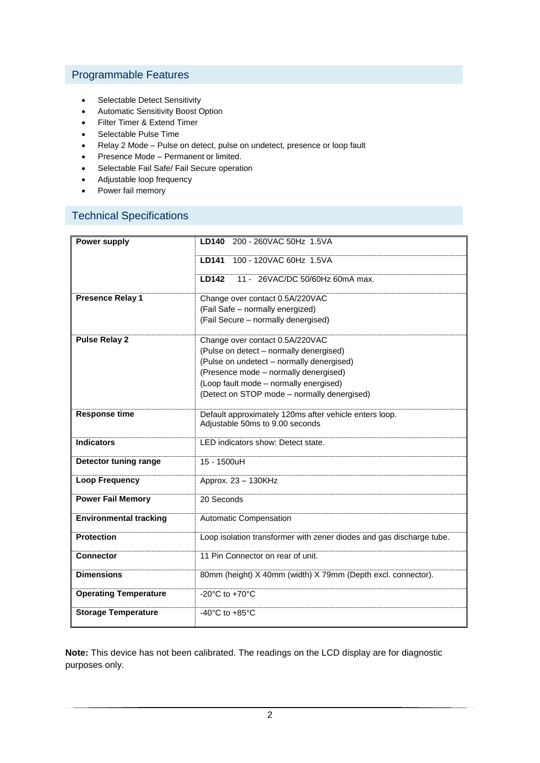## Programmable Features

- Selectable Detect Sensitivity
- Automatic Sensitivity Boost Option
- Filter Timer & Extend Timer
- Selectable Pulse Time
- Relay 2 Mode – Pulse on detect, pulse on undetect, presence or loop fault
- Presence Mode – Permanent or limited.
- Selectable Fail Safe/ Fail Secure operation
- Adjustable loop frequency
- Power fail memory

## Technical Specifications

| | |
|---|---|
| **Power supply** | **LD140** 200 - 260VAC 50Hz 1.5VA<br>**LD141** 100 - 120VAC 60Hz 1.5VA<br>**LD142** 11 - 26VAC/DC 50/60Hz 60mA max. |
| **Presence Relay 1** | Change over contact 0.5A/220VAC<br>(Fail Safe – normally energized)<br>(Fail Secure – normally denergised) |
| **Pulse Relay 2** | Change over contact 0.5A/220VAC<br>(Pulse on detect – normally denergised)<br>(Pulse on undetect – normally denergised)<br>(Presence mode – normally denergised)<br>(Loop fault mode – normally energised)<br>(Detect on STOP mode – normally denergised) |
| **Response time** | Default approximately 120ms after vehicle enters loop.<br>Adjustable 50ms to 9.00 seconds |
| **Indicators** | LED indicators show: Detect state. |
| **Detector tuning range** | 15 - 1500uH |
| **Loop Frequency** | Approx. 23 – 130KHz |
| **Power Fail Memory** | 20 Seconds |
| **Environmental tracking** | Automatic Compensation |
| **Protection** | Loop isolation transformer with zener diodes and gas discharge tube. |
| **Connector** | 11 Pin Connector on rear of unit. |
| **Dimensions** | 80mm (height) X 40mm (width) X 79mm (Depth excl. connector). |
| **Operating Temperature** | -20°C to +70°C |
| **Storage Temperature** | -40°C to +85°C |

**Note:** This device has not been calibrated. The readings on the LCD display are for diagnostic purposes only.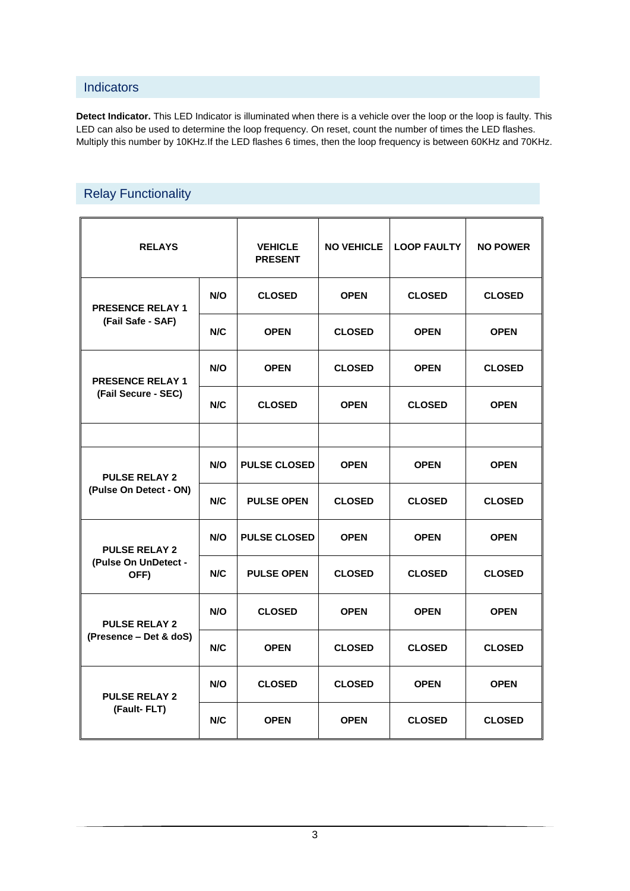## Indicators

**Detect Indicator.** This LED Indicator is illuminated when there is a vehicle over the loop or the loop is faulty. This LED can also be used to determine the loop frequency. On reset, count the number of times the LED flashes. Multiply this number by 10KHz.If the LED flashes 6 times, then the loop frequency is between 60KHz and 70KHz.

## Relay Functionality

| RELAYS | | VEHICLE PRESENT | NO VEHICLE | LOOP FAULTY | NO POWER |
|---|---|---|---|---|---|
| PRESENCE RELAY 1 (Fail Safe - SAF) | N/O | CLOSED | OPEN | CLOSED | CLOSED |
| | N/C | OPEN | CLOSED | OPEN | OPEN |
| PRESENCE RELAY 1 (Fail Secure - SEC) | N/O | OPEN | CLOSED | OPEN | CLOSED |
| | N/C | CLOSED | OPEN | CLOSED | OPEN |
| | | | | | |
| PULSE RELAY 2 (Pulse On Detect - ON) | N/O | PULSE CLOSED | OPEN | OPEN | OPEN |
| | N/C | PULSE OPEN | CLOSED | CLOSED | CLOSED |
| PULSE RELAY 2 (Pulse On UnDetect - OFF) | N/O | PULSE CLOSED | OPEN | OPEN | OPEN |
| | N/C | PULSE OPEN | CLOSED | CLOSED | CLOSED |
| PULSE RELAY 2 (Presence – Det & doS) | N/O | CLOSED | OPEN | OPEN | OPEN |
| | N/C | OPEN | CLOSED | CLOSED | CLOSED |
| PULSE RELAY 2 (Fault- FLT) | N/O | CLOSED | CLOSED | OPEN | OPEN |
| | N/C | OPEN | OPEN | CLOSED | CLOSED |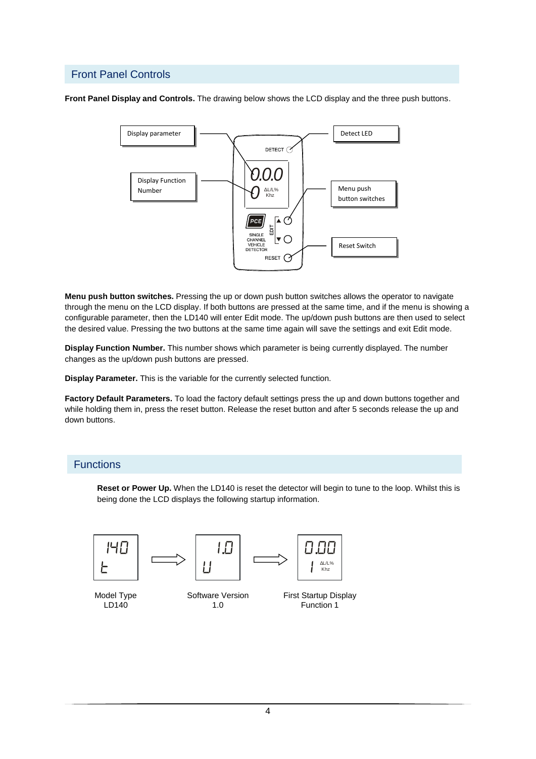## Front Panel Controls

**Front Panel Display and Controls.** The drawing below shows the LCD display and the three push buttons.

Display parameter

Display Function Number

Detect LED

Menu push button switches

Reset Switch

**Menu push button switches.** Pressing the up or down push button switches allows the operator to navigate through the menu on the LCD display. If both buttons are pressed at the same time, and if the menu is showing a configurable parameter, then the LD140 will enter Edit mode. The up/down push buttons are then used to select the desired value. Pressing the two buttons at the same time again will save the settings and exit Edit mode.

**Display Function Number.** This number shows which parameter is being currently displayed. The number changes as the up/down push buttons are pressed.

**Display Parameter.** This is the variable for the currently selected function.

**Factory Default Parameters.** To load the factory default settings press the up and down buttons together and while holding them in, press the reset button. Release the reset button and after 5 seconds release the up and down buttons.

## Functions

**Reset or Power Up.** When the LD140 is reset the detector will begin to tune to the loop. Whilst this is being done the LCD displays the following startup information.

Model Type
LD140

Software Version
1.0

First Startup Display
Function 1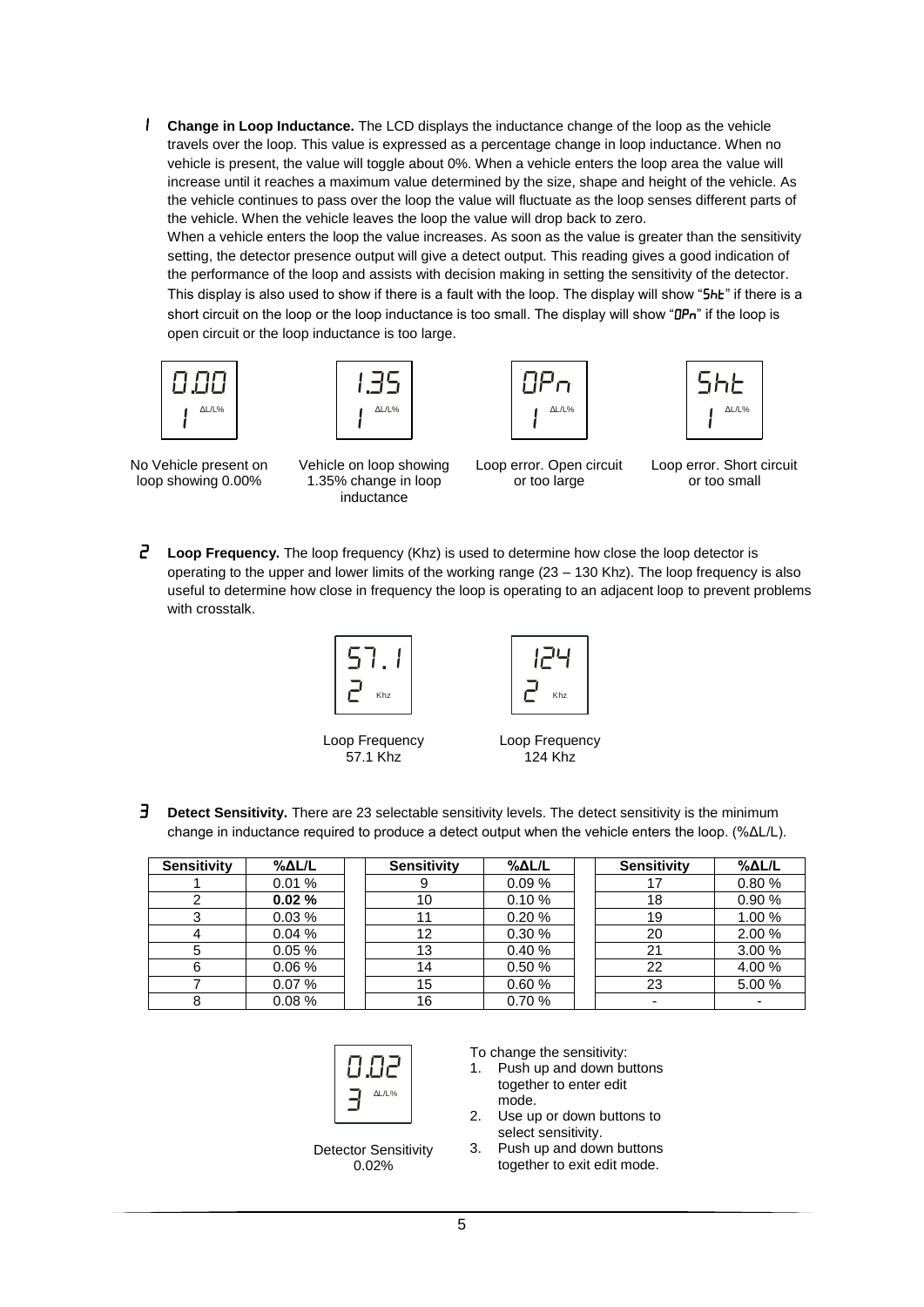**1 Change in Loop Inductance.** The LCD displays the inductance change of the loop as the vehicle travels over the loop. This value is expressed as a percentage change in loop inductance. When no vehicle is present, the value will toggle about 0%. When a vehicle enters the loop area the value will increase until it reaches a maximum value determined by the size, shape and height of the vehicle. As the vehicle continues to pass over the loop the value will fluctuate as the loop senses different parts of the vehicle. When the vehicle leaves the loop the value will drop back to zero.

When a vehicle enters the loop the value increases. As soon as the value is greater than the sensitivity setting, the detector presence output will give a detect output. This reading gives a good indication of the performance of the loop and assists with decision making in setting the sensitivity of the detector. This display is also used to show if there is a fault with the loop. The display will show "ShE" if there is a short circuit on the loop or the loop inductance is too small. The display will show "OPn" if the loop is open circuit or the loop inductance is too large.

| 0.00 / 1 ΔL/L% | 1.35 / 1 ΔL/L% | OPn / 1 ΔL/L% | ShE / 1 ΔL/L% |
|---|---|---|---|
| No Vehicle present on loop showing 0.00% | Vehicle on loop showing 1.35% change in loop inductance | Loop error. Open circuit or too large | Loop error. Short circuit or too small |

**2 Loop Frequency.** The loop frequency (Khz) is used to determine how close the loop detector is operating to the upper and lower limits of the working range (23 – 130 Khz). The loop frequency is also useful to determine how close in frequency the loop is operating to an adjacent loop to prevent problems with crosstalk.

| 57.1 / 2 Khz | 124 / 2 Khz |
|---|---|
| Loop Frequency 57.1 Khz | Loop Frequency 124 Khz |

**3 Detect Sensitivity.** There are 23 selectable sensitivity levels. The detect sensitivity is the minimum change in inductance required to produce a detect output when the vehicle enters the loop. (%ΔL/L).

| Sensitivity | %ΔL/L | Sensitivity | %ΔL/L | Sensitivity | %ΔL/L |
|---|---|---|---|---|---|
| 1 | 0.01 % | 9 | 0.09 % | 17 | 0.80 % |
| 2 | **0.02 %** | 10 | 0.10 % | 18 | 0.90 % |
| 3 | 0.03 % | 11 | 0.20 % | 19 | 1.00 % |
| 4 | 0.04 % | 12 | 0.30 % | 20 | 2.00 % |
| 5 | 0.05 % | 13 | 0.40 % | 21 | 3.00 % |
| 6 | 0.06 % | 14 | 0.50 % | 22 | 4.00 % |
| 7 | 0.07 % | 15 | 0.60 % | 23 | 5.00 % |
| 8 | 0.08 % | 16 | 0.70 % | - | - |

0.02 / 3 ΔL/L%

Detector Sensitivity 0.02%

To change the sensitivity:

1. Push up and down buttons together to enter edit mode.
2. Use up or down buttons to select sensitivity.
3. Push up and down buttons together to exit edit mode.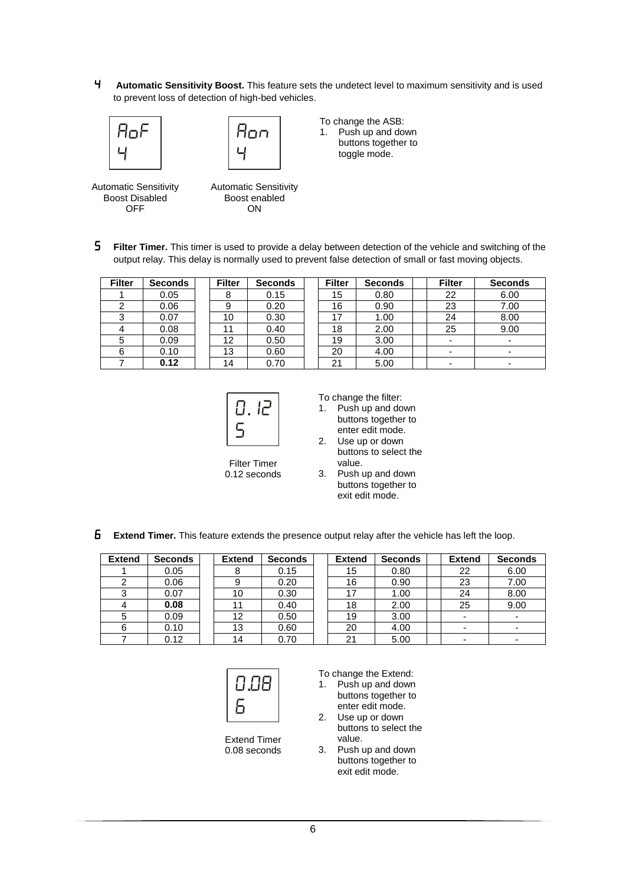**4 Automatic Sensitivity Boost.** This feature sets the undetect level to maximum sensitivity and is used to prevent loss of detection of high-bed vehicles.

AoF
4

Automatic Sensitivity Boost Disabled OFF

Aon
4

Automatic Sensitivity Boost enabled ON

To change the ASB:

1. Push up and down buttons together to toggle mode.

**5 Filter Timer.** This timer is used to provide a delay between detection of the vehicle and switching of the output relay. This delay is normally used to prevent false detection of small or fast moving objects.

| Filter | Seconds | Filter | Seconds | Filter | Seconds | Filter | Seconds |
|---|---|---|---|---|---|---|---|
| 1 | 0.05 | 8 | 0.15 | 15 | 0.80 | 22 | 6.00 |
| 2 | 0.06 | 9 | 0.20 | 16 | 0.90 | 23 | 7.00 |
| 3 | 0.07 | 10 | 0.30 | 17 | 1.00 | 24 | 8.00 |
| 4 | 0.08 | 11 | 0.40 | 18 | 2.00 | 25 | 9.00 |
| 5 | 0.09 | 12 | 0.50 | 19 | 3.00 | - | - |
| 6 | 0.10 | 13 | 0.60 | 20 | 4.00 | - | - |
| 7 | **0.12** | 14 | 0.70 | 21 | 5.00 | - | - |

0.12
5

Filter Timer 0.12 seconds

To change the filter:

1. Push up and down buttons together to enter edit mode.
2. Use up or down buttons to select the value.
3. Push up and down buttons together to exit edit mode.

**6 Extend Timer.** This feature extends the presence output relay after the vehicle has left the loop.

| Extend | Seconds | Extend | Seconds | Extend | Seconds | Extend | Seconds |
|---|---|---|---|---|---|---|---|
| 1 | 0.05 | 8 | 0.15 | 15 | 0.80 | 22 | 6.00 |
| 2 | 0.06 | 9 | 0.20 | 16 | 0.90 | 23 | 7.00 |
| 3 | 0.07 | 10 | 0.30 | 17 | 1.00 | 24 | 8.00 |
| 4 | **0.08** | 11 | 0.40 | 18 | 2.00 | 25 | 9.00 |
| 5 | 0.09 | 12 | 0.50 | 19 | 3.00 | - | - |
| 6 | 0.10 | 13 | 0.60 | 20 | 4.00 | - | - |
| 7 | 0.12 | 14 | 0.70 | 21 | 5.00 | - | - |

0.08
6

Extend Timer 0.08 seconds

To change the Extend:

1. Push up and down buttons together to enter edit mode.
2. Use up or down buttons to select the value.
3. Push up and down buttons together to exit edit mode.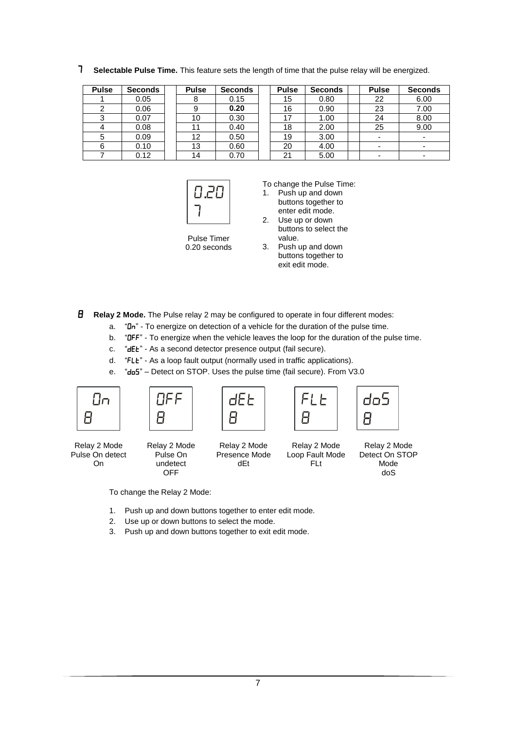**7 Selectable Pulse Time.** This feature sets the length of time that the pulse relay will be energized.

| Pulse | Seconds | Pulse | Seconds | Pulse | Seconds | Pulse | Seconds |
|---|---|---|---|---|---|---|---|
| 1 | 0.05 | 8 | 0.15 | 15 | 0.80 | 22 | 6.00 |
| 2 | 0.06 | 9 | **0.20** | 16 | 0.90 | 23 | 7.00 |
| 3 | 0.07 | 10 | 0.30 | 17 | 1.00 | 24 | 8.00 |
| 4 | 0.08 | 11 | 0.40 | 18 | 2.00 | 25 | 9.00 |
| 5 | 0.09 | 12 | 0.50 | 19 | 3.00 | - | - |
| 6 | 0.10 | 13 | 0.60 | 20 | 4.00 | - | - |
| 7 | 0.12 | 14 | 0.70 | 21 | 5.00 | - | - |

0.20
7

Pulse Timer
0.20 seconds

To change the Pulse Time:

1. Push up and down buttons together to enter edit mode.
2. Use up or down buttons to select the value.
3. Push up and down buttons together to exit edit mode.

**8 Relay 2 Mode.** The Pulse relay 2 may be configured to operate in four different modes:

a. "On" - To energize on detection of a vehicle for the duration of the pulse time.
b. "OFF" - To energize when the vehicle leaves the loop for the duration of the pulse time.
c. "dEt" - As a second detector presence output (fail secure).
d. "FLt" - As a loop fault output (normally used in traffic applications).
e. "doS" – Detect on STOP. Uses the pulse time (fail secure). From V3.0

On
8

Relay 2 Mode
Pulse On detect
On

OFF
8

Relay 2 Mode
Pulse On
undetect
OFF

dEt
8

Relay 2 Mode
Presence Mode
dEt

FLt
8

Relay 2 Mode
Loop Fault Mode
FLt

doS
8

Relay 2 Mode
Detect On STOP
Mode
doS

To change the Relay 2 Mode:

1. Push up and down buttons together to enter edit mode.
2. Use up or down buttons to select the mode.
3. Push up and down buttons together to exit edit mode.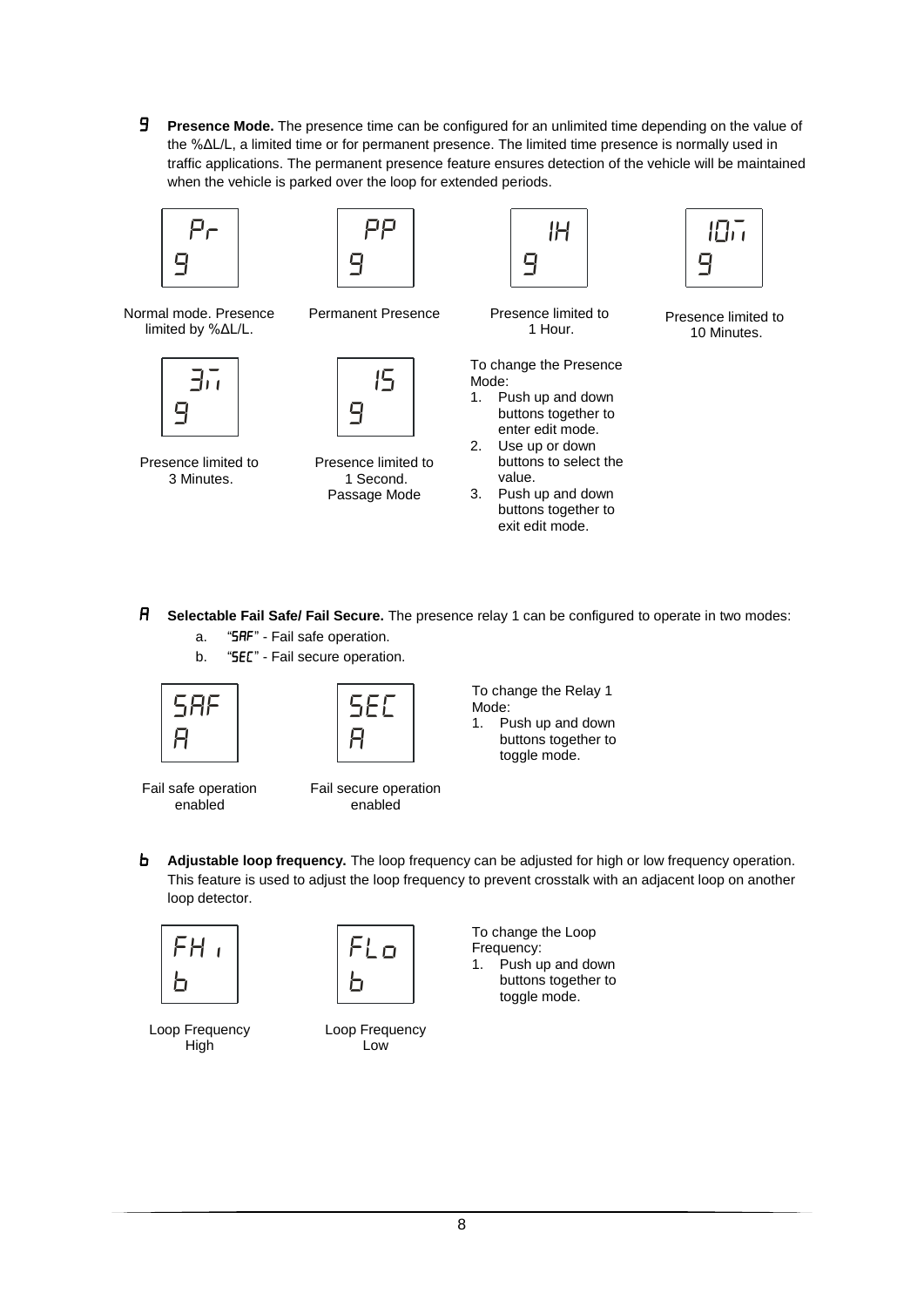**9 Presence Mode.** The presence time can be configured for an unlimited time depending on the value of the %ΔL/L, a limited time or for permanent presence. The limited time presence is normally used in traffic applications. The permanent presence feature ensures detection of the vehicle will be maintained when the vehicle is parked over the loop for extended periods.

| Display | Description |
|---|---|
| Pr / 9 | Normal mode. Presence limited by %ΔL/L. |
| PP / 9 | Permanent Presence |
| 1H / 9 | Presence limited to 1 Hour. |
| 10m / 9 | Presence limited to 10 Minutes. |
| 3m / 9 | Presence limited to 3 Minutes. |
| 1S / 9 | Presence limited to 1 Second. Passage Mode |

To change the Presence Mode:

1. Push up and down buttons together to enter edit mode.
2. Use up or down buttons to select the value.
3. Push up and down buttons together to exit edit mode.

**A Selectable Fail Safe/ Fail Secure.** The presence relay 1 can be configured to operate in two modes:

a. "SAF" - Fail safe operation.
b. "SEC" - Fail secure operation.

| Display | Description |
|---|---|
| SAF / A | Fail safe operation enabled |
| SEC / A | Fail secure operation enabled |

To change the Relay 1 Mode:

1. Push up and down buttons together to toggle mode.

**b Adjustable loop frequency.** The loop frequency can be adjusted for high or low frequency operation. This feature is used to adjust the loop frequency to prevent crosstalk with an adjacent loop on another loop detector.

| Display | Description |
|---|---|
| FHi / b | Loop Frequency High |
| FLo / b | Loop Frequency Low |

To change the Loop Frequency:

1. Push up and down buttons together to toggle mode.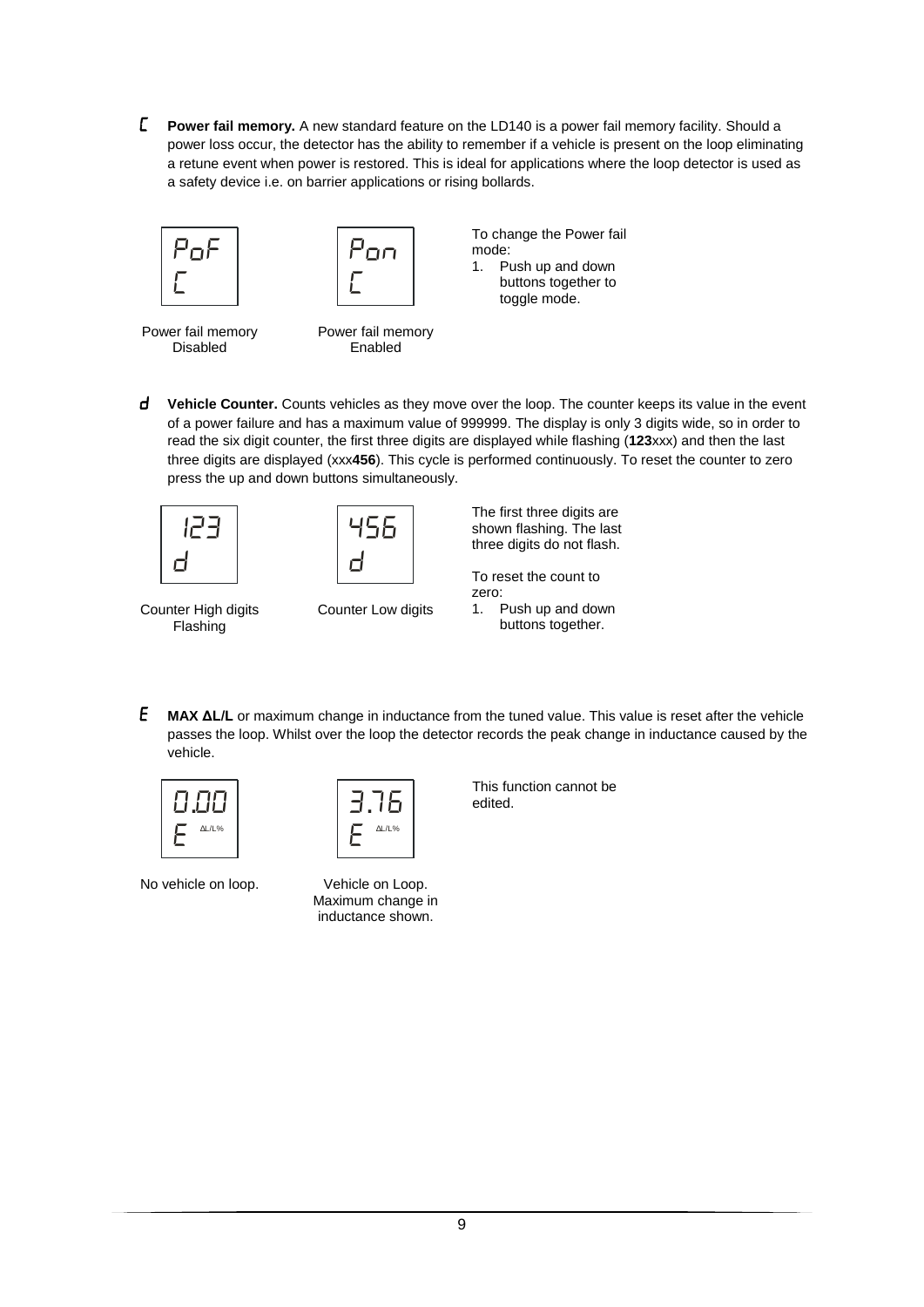**C** **Power fail memory.** A new standard feature on the LD140 is a power fail memory facility. Should a power loss occur, the detector has the ability to remember if a vehicle is present on the loop eliminating a retune event when power is restored. This is ideal for applications where the loop detector is used as a safety device i.e. on barrier applications or rising bollards.

| PoF<br>C | Pon<br>C |
|---|---|
| Power fail memory Disabled | Power fail memory Enabled |

To change the Power fail mode:

1. Push up and down buttons together to toggle mode.

**d** **Vehicle Counter.** Counts vehicles as they move over the loop. The counter keeps its value in the event of a power failure and has a maximum value of 999999. The display is only 3 digits wide, so in order to read the six digit counter, the first three digits are displayed while flashing (**123**xxx) and then the last three digits are displayed (xxx**456**). This cycle is performed continuously. To reset the counter to zero press the up and down buttons simultaneously.

| 123<br>d | 456<br>d |
|---|---|
| Counter High digits Flashing | Counter Low digits |

The first three digits are shown flashing. The last three digits do not flash.

To reset the count to zero:

1. Push up and down buttons together.

**E** **MAX ΔL/L** or maximum change in inductance from the tuned value. This value is reset after the vehicle passes the loop. Whilst over the loop the detector records the peak change in inductance caused by the vehicle.

| 0.00<br>E ΔL/L% | 3.76<br>E ΔL/L% |
|---|---|
| No vehicle on loop. | Vehicle on Loop. Maximum change in inductance shown. |

This function cannot be edited.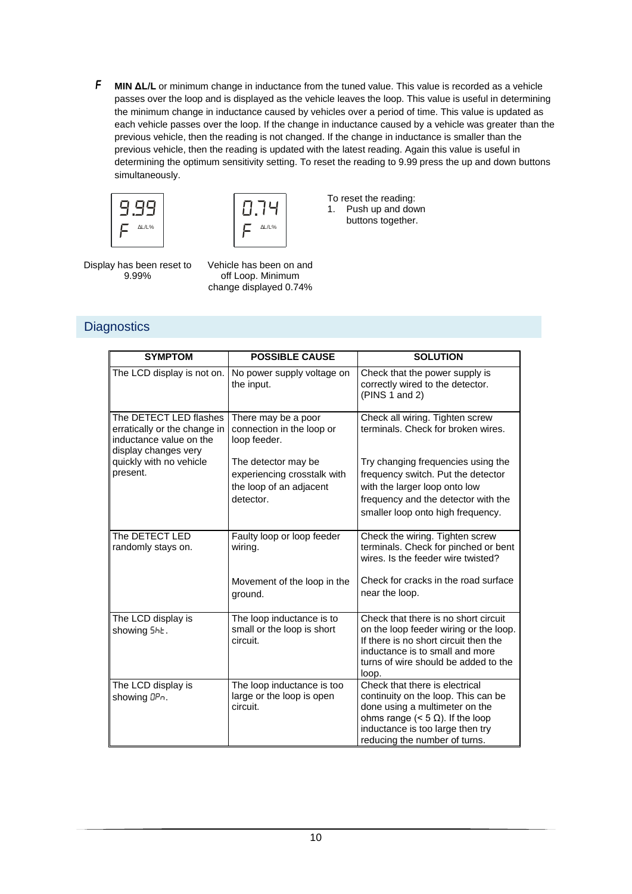**F** **MIN ΔL/L** or minimum change in inductance from the tuned value. This value is recorded as a vehicle passes over the loop and is displayed as the vehicle leaves the loop. This value is useful in determining the minimum change in inductance caused by vehicles over a period of time. This value is updated as each vehicle passes over the loop. If the change in inductance caused by a vehicle was greater than the previous vehicle, then the reading is not changed. If the change in inductance is smaller than the previous vehicle, then the reading is updated with the latest reading. Again this value is useful in determining the optimum sensitivity setting. To reset the reading to 9.99 press the up and down buttons simultaneously.

| 9.99 F ΔL/L% | 0.74 F ΔL/L% |
|---|---|
| Display has been reset to 9.99% | Vehicle has been on and off Loop. Minimum change displayed 0.74% |

To reset the reading:

1. Push up and down buttons together.

## Diagnostics

| SYMPTOM | POSSIBLE CAUSE | SOLUTION |
|---|---|---|
| The LCD display is not on. | No power supply voltage on the input. | Check that the power supply is correctly wired to the detector. (PINS 1 and 2) |
| The DETECT LED flashes erratically or the change in inductance value on the display changes very quickly with no vehicle present. | There may be a poor connection in the loop or loop feeder. | Check all wiring. Tighten screw terminals. Check for broken wires. |
| | The detector may be experiencing crosstalk with the loop of an adjacent detector. | Try changing frequencies using the frequency switch. Put the detector with the larger loop onto low frequency and the detector with the smaller loop onto high frequency. |
| The DETECT LED randomly stays on. | Faulty loop or loop feeder wiring. | Check the wiring. Tighten screw terminals. Check for pinched or bent wires. Is the feeder wire twisted? |
| | Movement of the loop in the ground. | Check for cracks in the road surface near the loop. |
| The LCD display is showing Sht. | The loop inductance is to small or the loop is short circuit. | Check that there is no short circuit on the loop feeder wiring or the loop. If there is no short circuit then the inductance is to small and more turns of wire should be added to the loop. |
| The LCD display is showing OPn. | The loop inductance is too large or the loop is open circuit. | Check that there is electrical continuity on the loop. This can be done using a multimeter on the ohms range (< 5 Ω). If the loop inductance is too large then try reducing the number of turns. |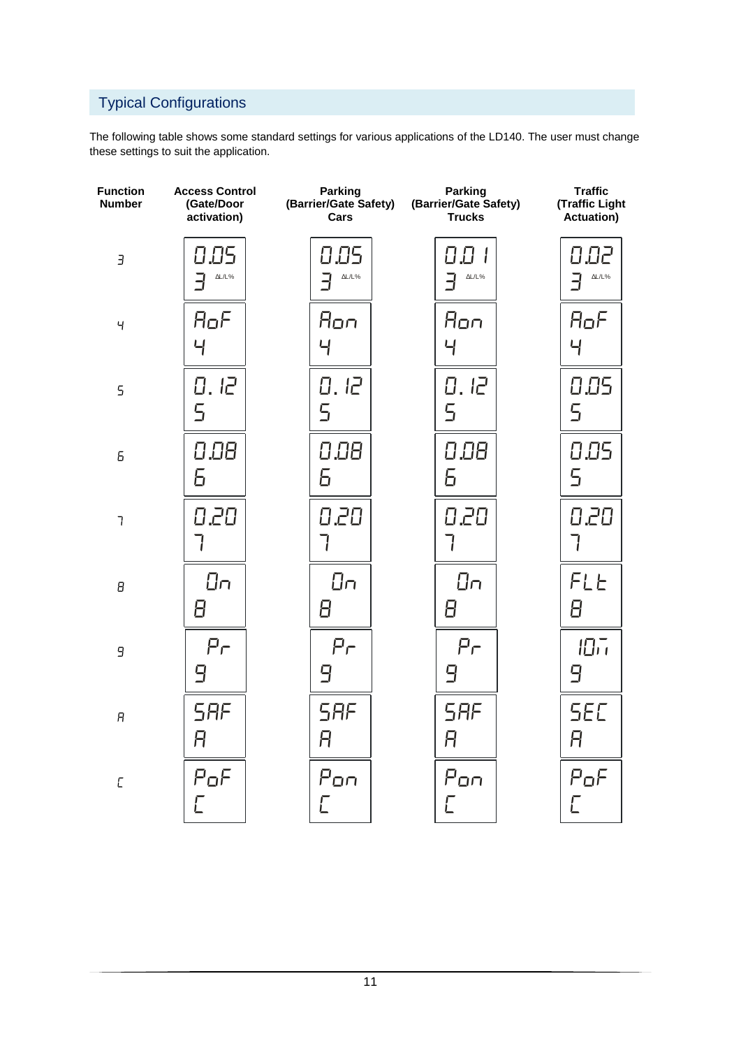## Typical Configurations

The following table shows some standard settings for various applications of the LD140. The user must change these settings to suit the application.

| Function Number | Access Control (Gate/Door activation) | Parking (Barrier/Gate Safety) Cars | Parking (Barrier/Gate Safety) Trucks | Traffic (Traffic Light Actuation) |
|---|---|---|---|---|
| 3 | 0.05 3 ΔL/L% | 0.05 3 ΔL/L% | 0.01 3 ΔL/L% | 0.02 3 ΔL/L% |
| 4 | AoF 4 | Aon 4 | Aon 4 | AoF 4 |
| 5 | 0.12 5 | 0.12 5 | 0.12 5 | 0.05 5 |
| 6 | 0.08 6 | 0.08 6 | 0.08 6 | 0.05 5 |
| 7 | 0.20 7 | 0.20 7 | 0.20 7 | 0.20 7 |
| 8 | On 8 | On 8 | On 8 | FLt 8 |
| 9 | Pr 9 | Pr 9 | Pr 9 | 10m 9 |
| A | SAF A | SAF A | SAF A | SEC A |
| C | PoF C | Pon C | Pon C | PoF C |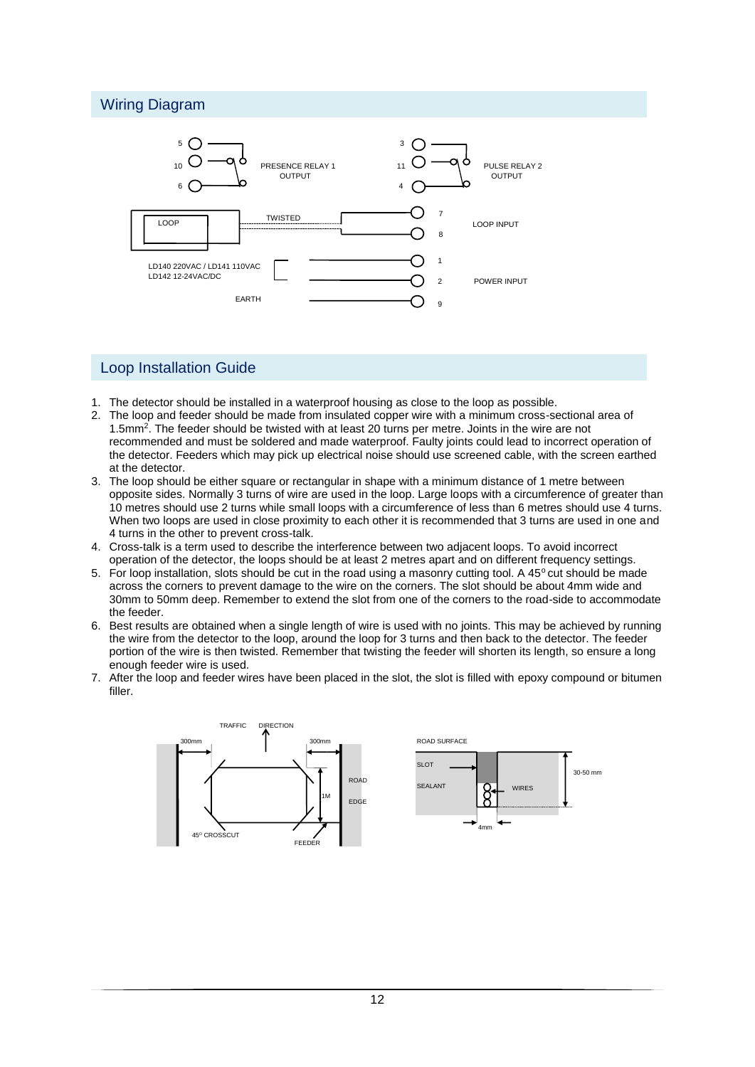## Wiring Diagram

5
10
6

PRESENCE RELAY 1
OUTPUT

3
11
4

PULSE RELAY 2
OUTPUT

LOOP

TWISTED

7
8

LOOP INPUT

LD140 220VAC / LD141 110VAC
LD142 12-24VAC/DC

1
2

POWER INPUT

EARTH

9

## Loop Installation Guide

1. The detector should be installed in a waterproof housing as close to the loop as possible.
2. The loop and feeder should be made from insulated copper wire with a minimum cross-sectional area of 1.5mm$^2$. The feeder should be twisted with at least 20 turns per metre. Joints in the wire are not recommended and must be soldered and made waterproof. Faulty joints could lead to incorrect operation of the detector. Feeders which may pick up electrical noise should use screened cable, with the screen earthed at the detector.
3. The loop should be either square or rectangular in shape with a minimum distance of 1 metre between opposite sides. Normally 3 turns of wire are used in the loop. Large loops with a circumference of greater than 10 metres should use 2 turns while small loops with a circumference of less than 6 metres should use 4 turns. When two loops are used in close proximity to each other it is recommended that 3 turns are used in one and 4 turns in the other to prevent cross-talk.
4. Cross-talk is a term used to describe the interference between two adjacent loops. To avoid incorrect operation of the detector, the loops should be at least 2 metres apart and on different frequency settings.
5. For loop installation, slots should be cut in the road using a masonry cutting tool. A 45$^o$ cut should be made across the corners to prevent damage to the wire on the corners. The slot should be about 4mm wide and 30mm to 50mm deep. Remember to extend the slot from one of the corners to the road-side to accommodate the feeder.
6. Best results are obtained when a single length of wire is used with no joints. This may be achieved by running the wire from the detector to the loop, around the loop for 3 turns and then back to the detector. The feeder portion of the wire is then twisted. Remember that twisting the feeder will shorten its length, so ensure a long enough feeder wire is used.
7. After the loop and feeder wires have been placed in the slot, the slot is filled with epoxy compound or bitumen filler.

TRAFFIC DIRECTION

300mm 300mm

1M

ROAD EDGE

45$^O$ CROSSCUT

FEEDER

ROAD SURFACE

SLOT

SEALANT

WIRES

30-50 mm

4mm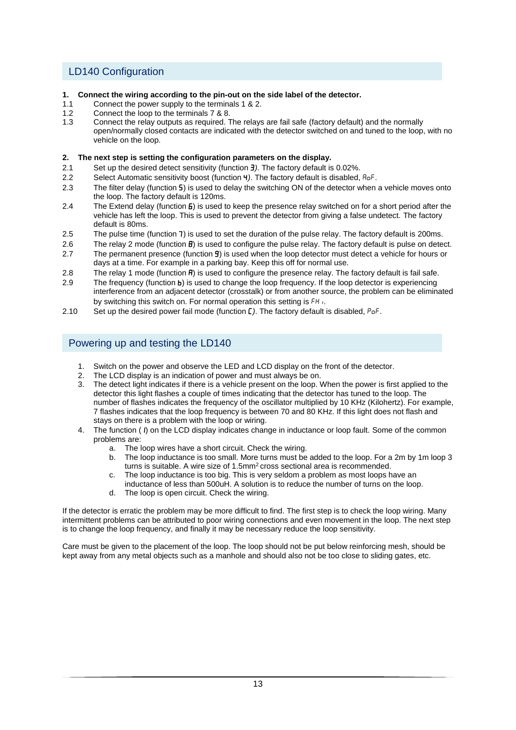## LD140 Configuration

**1. Connect the wiring according to the pin-out on the side label of the detector.**

1.1 Connect the power supply to the terminals 1 & 2.

1.2 Connect the loop to the terminals 7 & 8.

1.3 Connect the relay outputs as required. The relays are fail safe (factory default) and the normally open/normally closed contacts are indicated with the detector switched on and tuned to the loop, with no vehicle on the loop.

**2. The next step is setting the configuration parameters on the display.**

2.1 Set up the desired detect sensitivity (function **3**). The factory default is 0.02%.

2.2 Select Automatic sensitivity boost (function **4**). The factory default is disabled, AoF.

2.3 The filter delay (function **5**) is used to delay the switching ON of the detector when a vehicle moves onto the loop. The factory default is 120ms.

2.4 The Extend delay (function **6**) is used to keep the presence relay switched on for a short period after the vehicle has left the loop. This is used to prevent the detector from giving a false undetect. The factory default is 80ms.

2.5 The pulse time (function **7**) is used to set the duration of the pulse relay. The factory default is 200ms.

2.6 The relay 2 mode (function **8**) is used to configure the pulse relay. The factory default is pulse on detect.

2.7 The permanent presence (function **9**) is used when the loop detector must detect a vehicle for hours or days at a time. For example in a parking bay. Keep this off for normal use.

2.8 The relay 1 mode (function **A**) is used to configure the presence relay. The factory default is fail safe.

2.9 The frequency (function **b**) is used to change the loop frequency. If the loop detector is experiencing interference from an adjacent detector (crosstalk) or from another source, the problem can be eliminated by switching this switch on. For normal operation this setting is FHı.

2.10 Set up the desired power fail mode (function **C**). The factory default is disabled, PoF.

## Powering up and testing the LD140

1. Switch on the power and observe the LED and LCD display on the front of the detector.
2. The LCD display is an indication of power and must always be on.
3. The detect light indicates if there is a vehicle present on the loop. When the power is first applied to the detector this light flashes a couple of times indicating that the detector has tuned to the loop. The number of flashes indicates the frequency of the oscillator multiplied by 10 KHz (Kilohertz). For example, 7 flashes indicates that the loop frequency is between 70 and 80 KHz. If this light does not flash and stays on there is a problem with the loop or wiring.
4. The function ( **l**) on the LCD display indicates change in inductance or loop fault. Some of the common problems are:
   a. The loop wires have a short circuit. Check the wiring.
   b. The loop inductance is too small. More turns must be added to the loop. For a 2m by 1m loop 3 turns is suitable. A wire size of 1.5mm$^2$ cross sectional area is recommended.
   c. The loop inductance is too big. This is very seldom a problem as most loops have an inductance of less than 500uH. A solution is to reduce the number of turns on the loop.
   d. The loop is open circuit. Check the wiring.

If the detector is erratic the problem may be more difficult to find. The first step is to check the loop wiring. Many intermittent problems can be attributed to poor wiring connections and even movement in the loop. The next step is to change the loop frequency, and finally it may be necessary reduce the loop sensitivity.

Care must be given to the placement of the loop. The loop should not be put below reinforcing mesh, should be kept away from any metal objects such as a manhole and should also not be too close to sliding gates, etc.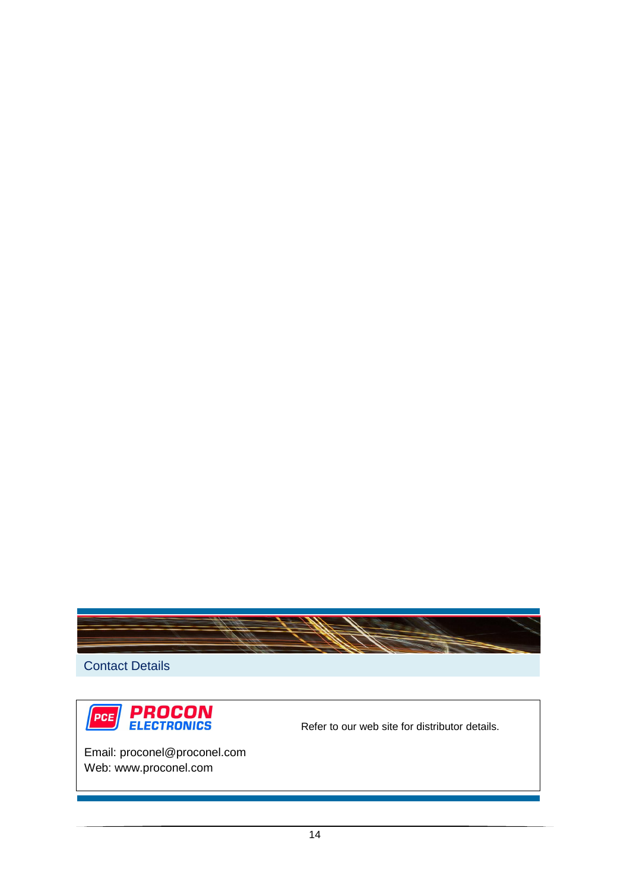## Contact Details

PROCON ELECTRONICS

Email: proconel@proconel.com
Web: www.proconel.com

Refer to our web site for distributor details.